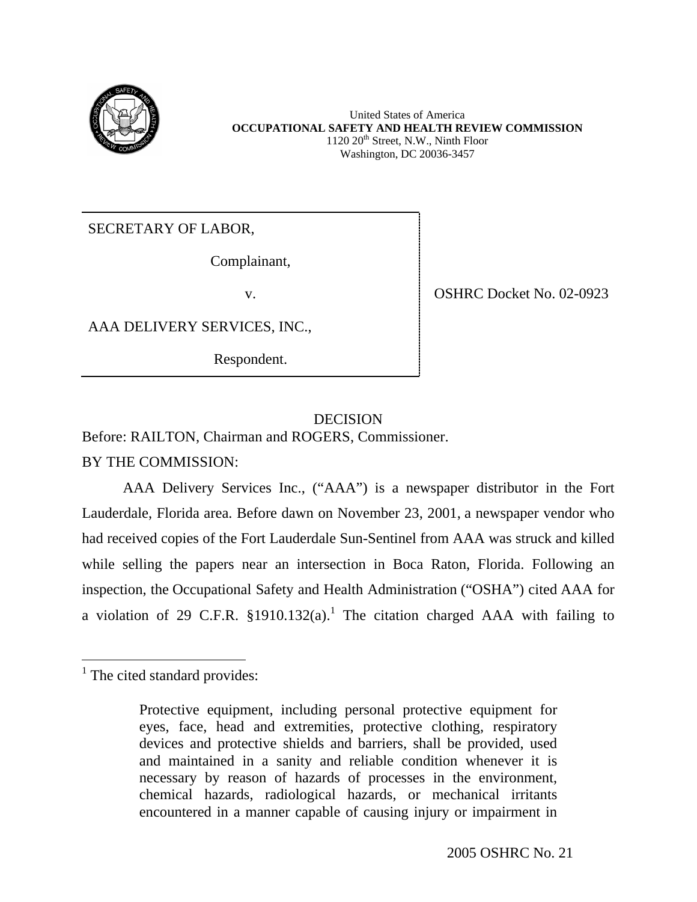United States of America
**OCCUPATIONAL SAFETY AND HEALTH REVIEW COMMISSION**
1120 20th Street, N.W., Ninth Floor
Washington, DC 20036-3457

| | |
|---|---|
| SECRETARY OF LABOR,<br><br>Complainant,<br><br>v.<br><br>AAA DELIVERY SERVICES, INC.,<br><br>Respondent. | OSHRC Docket No. 02-0923 |

DECISION

Before: RAILTON, Chairman and ROGERS, Commissioner.

BY THE COMMISSION:

AAA Delivery Services Inc., ("AAA") is a newspaper distributor in the Fort Lauderdale, Florida area. Before dawn on November 23, 2001, a newspaper vendor who had received copies of the Fort Lauderdale Sun-Sentinel from AAA was struck and killed while selling the papers near an intersection in Boca Raton, Florida. Following an inspection, the Occupational Safety and Health Administration ("OSHA") cited AAA for a violation of 29 C.F.R. §1910.132(a).[1] The citation charged AAA with failing to

---

[1] The cited standard provides:

> Protective equipment, including personal protective equipment for eyes, face, head and extremities, protective clothing, respiratory devices and protective shields and barriers, shall be provided, used and maintained in a sanity and reliable condition whenever it is necessary by reason of hazards of processes in the environment, chemical hazards, radiological hazards, or mechanical irritants encountered in a manner capable of causing injury or impairment in

2005 OSHRC No. 21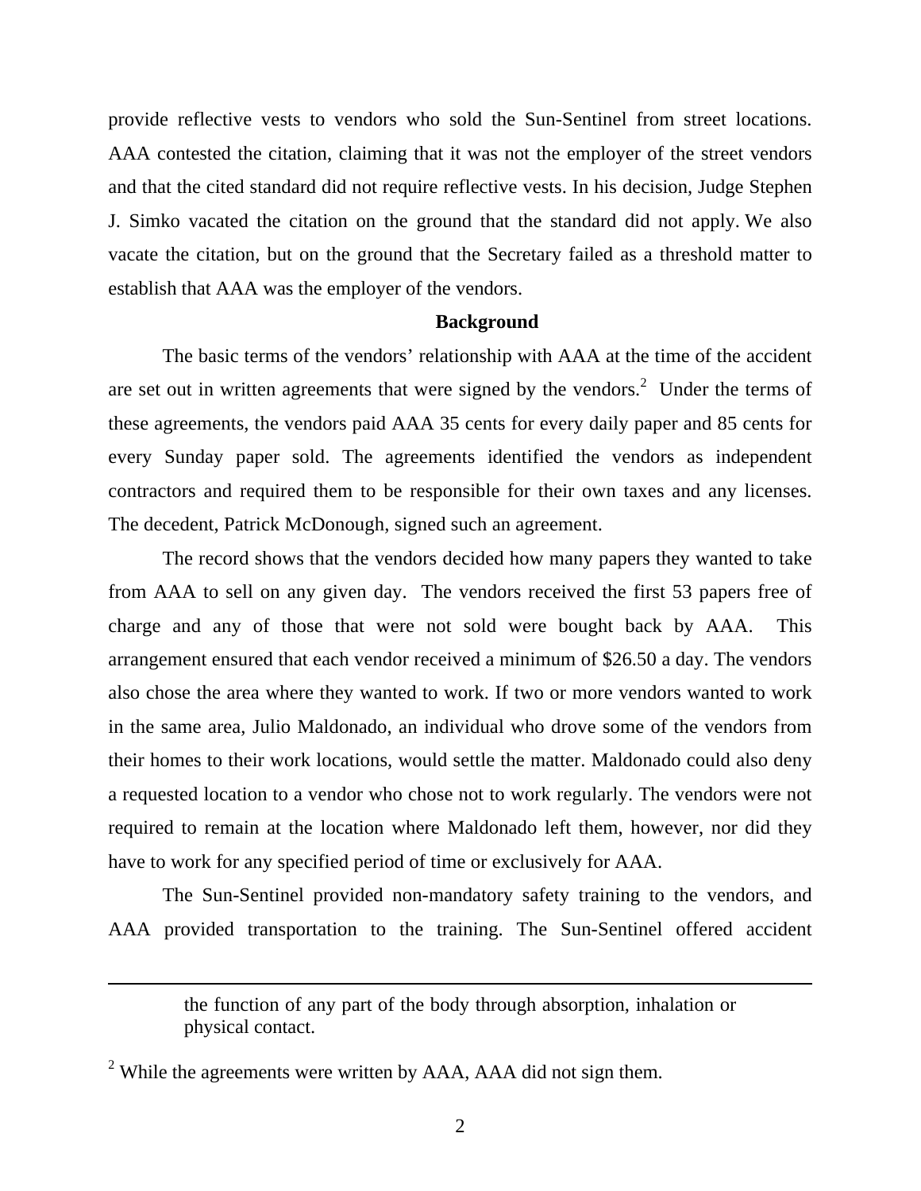provide reflective vests to vendors who sold the Sun-Sentinel from street locations. AAA contested the citation, claiming that it was not the employer of the street vendors and that the cited standard did not require reflective vests. In his decision, Judge Stephen J. Simko vacated the citation on the ground that the standard did not apply. We also vacate the citation, but on the ground that the Secretary failed as a threshold matter to establish that AAA was the employer of the vendors.

**Background**

The basic terms of the vendors' relationship with AAA at the time of the accident are set out in written agreements that were signed by the vendors.[2] Under the terms of these agreements, the vendors paid AAA 35 cents for every daily paper and 85 cents for every Sunday paper sold. The agreements identified the vendors as independent contractors and required them to be responsible for their own taxes and any licenses. The decedent, Patrick McDonough, signed such an agreement.

The record shows that the vendors decided how many papers they wanted to take from AAA to sell on any given day. The vendors received the first 53 papers free of charge and any of those that were not sold were bought back by AAA. This arrangement ensured that each vendor received a minimum of $26.50 a day. The vendors also chose the area where they wanted to work. If two or more vendors wanted to work in the same area, Julio Maldonado, an individual who drove some of the vendors from their homes to their work locations, would settle the matter. Maldonado could also deny a requested location to a vendor who chose not to work regularly. The vendors were not required to remain at the location where Maldonado left them, however, nor did they have to work for any specified period of time or exclusively for AAA.

The Sun-Sentinel provided non-mandatory safety training to the vendors, and AAA provided transportation to the training. The Sun-Sentinel offered accident

---

the function of any part of the body through absorption, inhalation or physical contact.

[2] While the agreements were written by AAA, AAA did not sign them.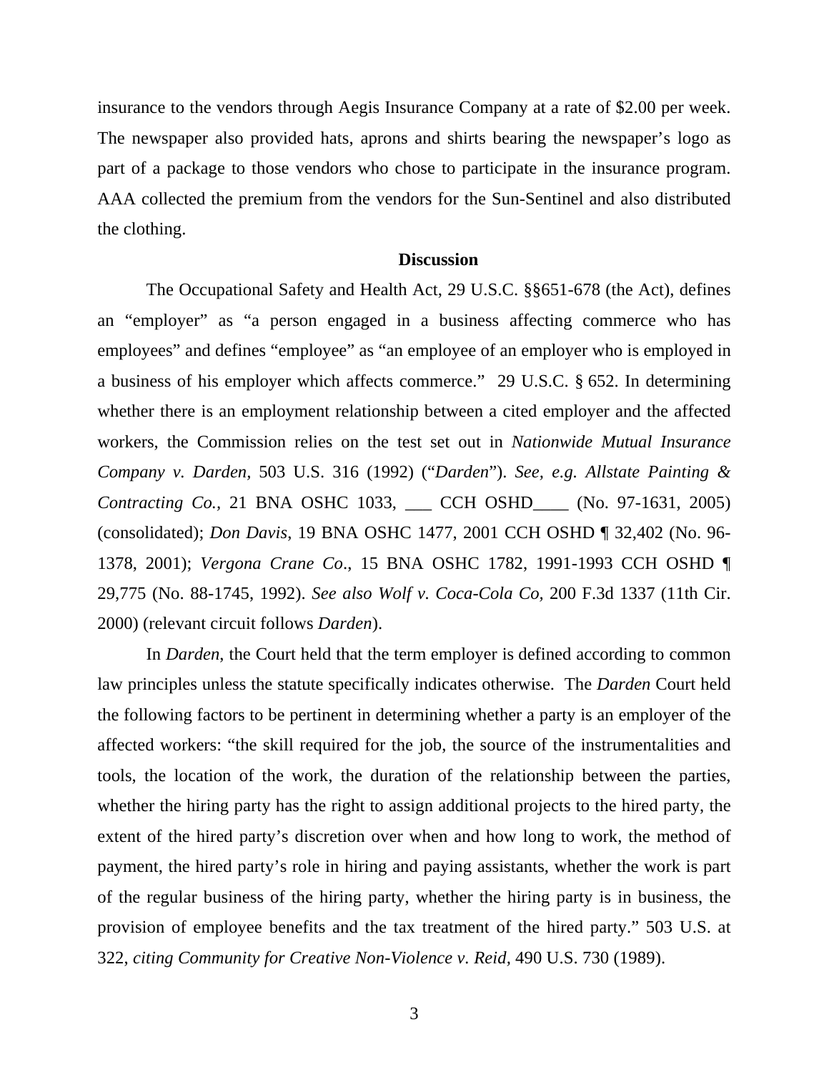insurance to the vendors through Aegis Insurance Company at a rate of $2.00 per week. The newspaper also provided hats, aprons and shirts bearing the newspaper's logo as part of a package to those vendors who chose to participate in the insurance program. AAA collected the premium from the vendors for the Sun-Sentinel and also distributed the clothing.

**Discussion**

The Occupational Safety and Health Act, 29 U.S.C. §§651-678 (the Act), defines an "employer" as "a person engaged in a business affecting commerce who has employees" and defines "employee" as "an employee of an employer who is employed in a business of his employer which affects commerce." 29 U.S.C. § 652. In determining whether there is an employment relationship between a cited employer and the affected workers, the Commission relies on the test set out in *Nationwide Mutual Insurance Company v. Darden,* 503 U.S. 316 (1992) ("*Darden*"). *See, e.g. Allstate Painting & Contracting Co.*, 21 BNA OSHC 1033, ___ CCH OSHD____ (No. 97-1631, 2005) (consolidated); *Don Davis*, 19 BNA OSHC 1477, 2001 CCH OSHD ¶ 32,402 (No. 96-1378, 2001); *Vergona Crane Co*., 15 BNA OSHC 1782, 1991-1993 CCH OSHD ¶ 29,775 (No. 88-1745, 1992). *See also Wolf v. Coca-Cola Co*, 200 F.3d 1337 (11th Cir. 2000) (relevant circuit follows *Darden*).

In *Darden*, the Court held that the term employer is defined according to common law principles unless the statute specifically indicates otherwise. The *Darden* Court held the following factors to be pertinent in determining whether a party is an employer of the affected workers: "the skill required for the job, the source of the instrumentalities and tools, the location of the work, the duration of the relationship between the parties, whether the hiring party has the right to assign additional projects to the hired party, the extent of the hired party's discretion over when and how long to work, the method of payment, the hired party's role in hiring and paying assistants, whether the work is part of the regular business of the hiring party, whether the hiring party is in business, the provision of employee benefits and the tax treatment of the hired party." 503 U.S. at 322, *citing Community for Creative Non-Violence v. Reid*, 490 U.S. 730 (1989).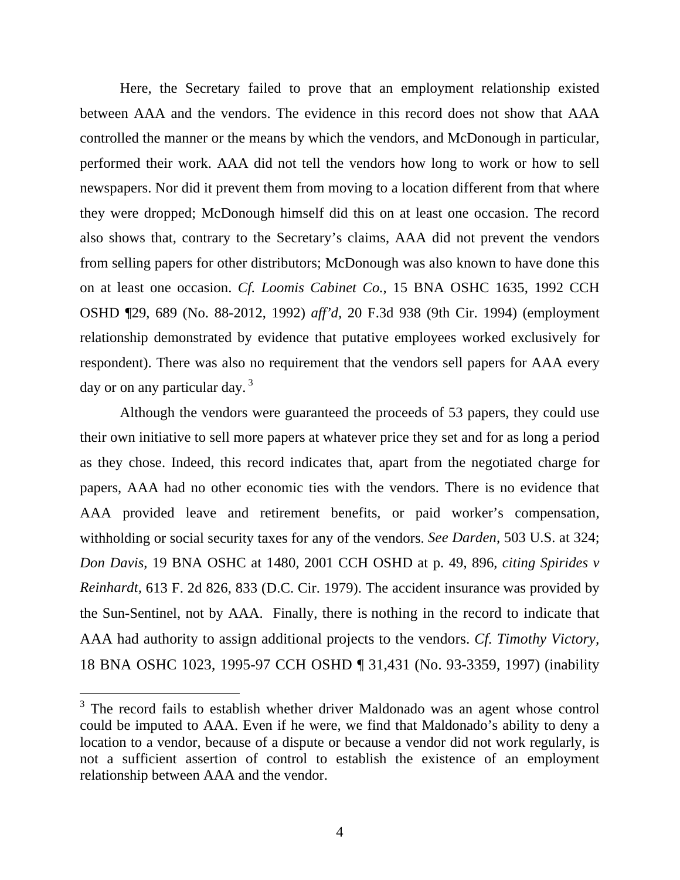Here, the Secretary failed to prove that an employment relationship existed between AAA and the vendors. The evidence in this record does not show that AAA controlled the manner or the means by which the vendors, and McDonough in particular, performed their work. AAA did not tell the vendors how long to work or how to sell newspapers. Nor did it prevent them from moving to a location different from that where they were dropped; McDonough himself did this on at least one occasion. The record also shows that, contrary to the Secretary's claims, AAA did not prevent the vendors from selling papers for other distributors; McDonough was also known to have done this on at least one occasion. *Cf. Loomis Cabinet Co.*, 15 BNA OSHC 1635, 1992 CCH OSHD ¶29, 689 (No. 88-2012, 1992) *aff'd*, 20 F.3d 938 (9th Cir. 1994) (employment relationship demonstrated by evidence that putative employees worked exclusively for respondent). There was also no requirement that the vendors sell papers for AAA every day or on any particular day. [3]

Although the vendors were guaranteed the proceeds of 53 papers, they could use their own initiative to sell more papers at whatever price they set and for as long a period as they chose. Indeed, this record indicates that, apart from the negotiated charge for papers, AAA had no other economic ties with the vendors. There is no evidence that AAA provided leave and retirement benefits, or paid worker's compensation, withholding or social security taxes for any of the vendors. *See Darden*, 503 U.S. at 324; *Don Davis*, 19 BNA OSHC at 1480, 2001 CCH OSHD at p. 49, 896, *citing Spirides v Reinhardt*, 613 F. 2d 826, 833 (D.C. Cir. 1979). The accident insurance was provided by the Sun-Sentinel, not by AAA. Finally, there is nothing in the record to indicate that AAA had authority to assign additional projects to the vendors. *Cf. Timothy Victory*, 18 BNA OSHC 1023, 1995-97 CCH OSHD ¶ 31,431 (No. 93-3359, 1997) (inability

[3] The record fails to establish whether driver Maldonado was an agent whose control could be imputed to AAA. Even if he were, we find that Maldonado's ability to deny a location to a vendor, because of a dispute or because a vendor did not work regularly, is not a sufficient assertion of control to establish the existence of an employment relationship between AAA and the vendor.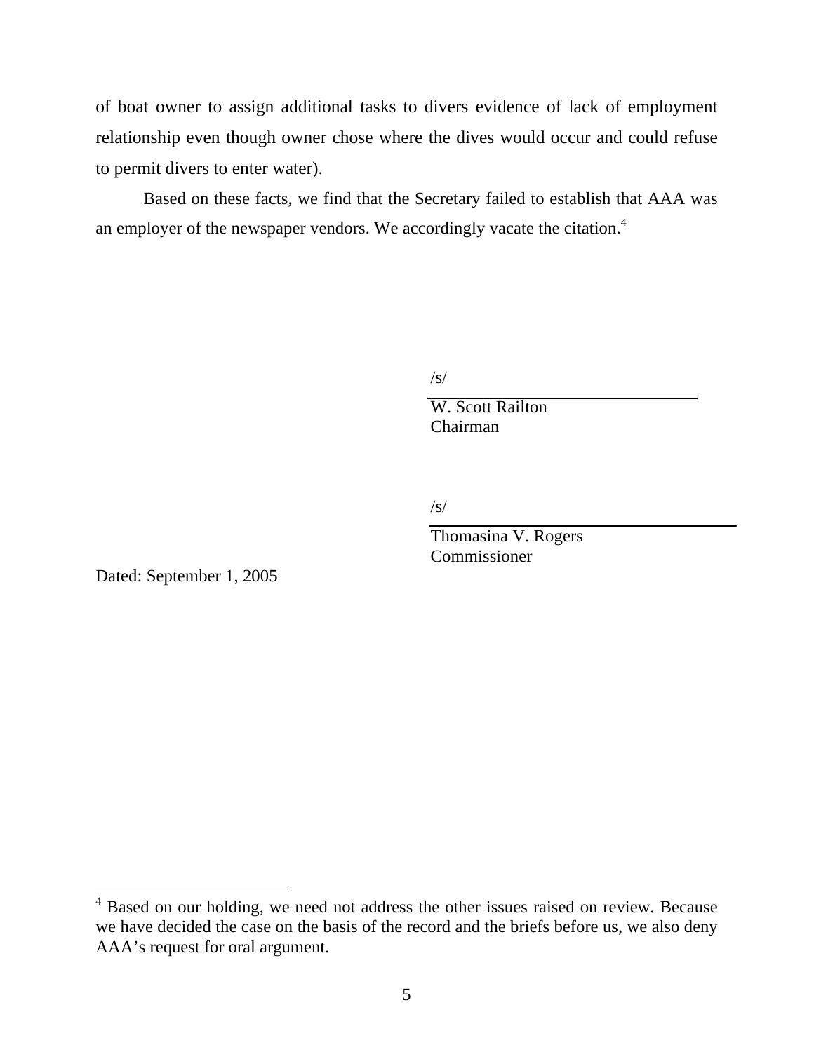of boat owner to assign additional tasks to divers evidence of lack of employment relationship even though owner chose where the dives would occur and could refuse to permit divers to enter water).

Based on these facts, we find that the Secretary failed to establish that AAA was an employer of the newspaper vendors. We accordingly vacate the citation.[4]

/s/

W. Scott Railton
Chairman

/s/

Thomasina V. Rogers
Commissioner

Dated: September 1, 2005

[4] Based on our holding, we need not address the other issues raised on review. Because we have decided the case on the basis of the record and the briefs before us, we also deny AAA's request for oral argument.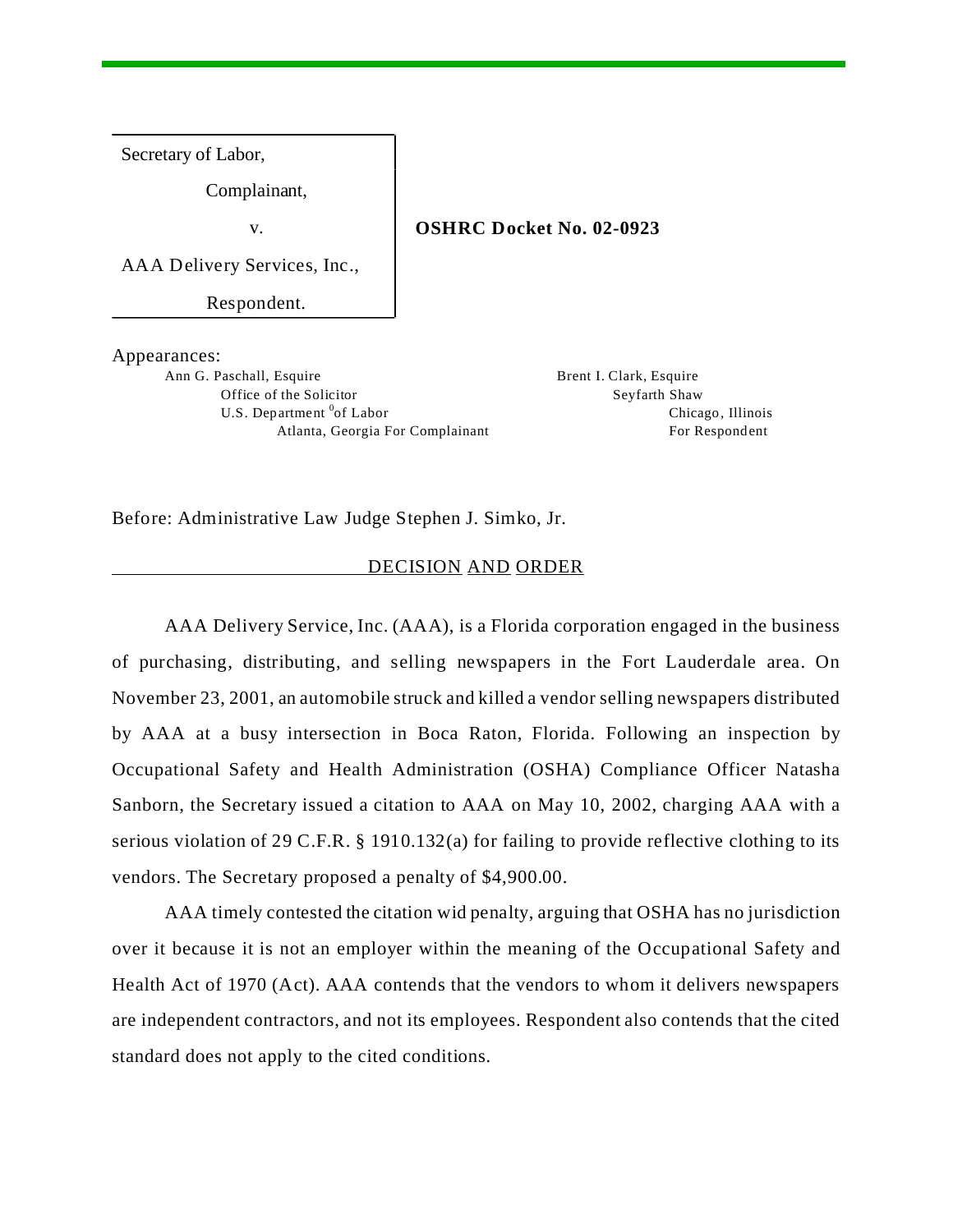Secretary of Labor,

Complainant,

v.

AAA Delivery Services, Inc.,

Respondent.

**OSHRC Docket No. 02-0923**

Appearances:

Ann G. Paschall, Esquire
Office of the Solicitor
U.S. Department of Labor
Atlanta, Georgia For Complainant

Brent I. Clark, Esquire
Seyfarth Shaw
Chicago, Illinois
For Respondent

Before: Administrative Law Judge Stephen J. Simko, Jr.

DECISION AND ORDER

AAA Delivery Service, Inc. (AAA), is a Florida corporation engaged in the business of purchasing, distributing, and selling newspapers in the Fort Lauderdale area. On November 23, 2001, an automobile struck and killed a vendor selling newspapers distributed by AAA at a busy intersection in Boca Raton, Florida. Following an inspection by Occupational Safety and Health Administration (OSHA) Compliance Officer Natasha Sanborn, the Secretary issued a citation to AAA on May 10, 2002, charging AAA with a serious violation of 29 C.F.R. § 1910.132(a) for failing to provide reflective clothing to its vendors. The Secretary proposed a penalty of $4,900.00.

AAA timely contested the citation wid penalty, arguing that OSHA has no jurisdiction over it because it is not an employer within the meaning of the Occupational Safety and Health Act of 1970 (Act). AAA contends that the vendors to whom it delivers newspapers are independent contractors, and not its employees. Respondent also contends that the cited standard does not apply to the cited conditions.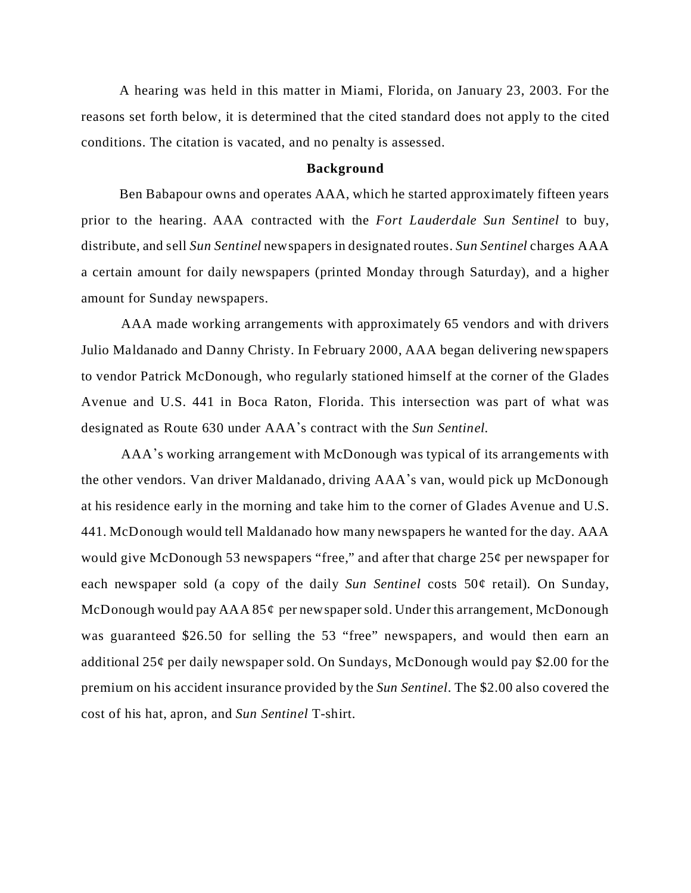A hearing was held in this matter in Miami, Florida, on January 23, 2003. For the reasons set forth below, it is determined that the cited standard does not apply to the cited conditions. The citation is vacated, and no penalty is assessed.

## Background

Ben Babapour owns and operates AAA, which he started approximately fifteen years prior to the hearing. AAA contracted with the *Fort Lauderdale Sun Sentinel* to buy, distribute, and sell *Sun Sentinel* newspapers in designated routes. *Sun Sentinel* charges AAA a certain amount for daily newspapers (printed Monday through Saturday), and a higher amount for Sunday newspapers.

AAA made working arrangements with approximately 65 vendors and with drivers Julio Maldanado and Danny Christy. In February 2000, AAA began delivering newspapers to vendor Patrick McDonough, who regularly stationed himself at the corner of the Glades Avenue and U.S. 441 in Boca Raton, Florida. This intersection was part of what was designated as Route 630 under AAA's contract with the *Sun Sentinel.*

AAA's working arrangement with McDonough was typical of its arrangements with the other vendors. Van driver Maldanado, driving AAA's van, would pick up McDonough at his residence early in the morning and take him to the corner of Glades Avenue and U.S. 441. McDonough would tell Maldanado how many newspapers he wanted for the day. AAA would give McDonough 53 newspapers "free," and after that charge 25¢ per newspaper for each newspaper sold (a copy of the daily *Sun Sentinel* costs 50¢ retail). On Sunday, McDonough would pay AAA 85¢ per newspaper sold. Under this arrangement, McDonough was guaranteed $26.50 for selling the 53 "free" newspapers, and would then earn an additional 25¢ per daily newspaper sold. On Sundays, McDonough would pay $2.00 for the premium on his accident insurance provided by the *Sun Sentinel*. The $2.00 also covered the cost of his hat, apron, and *Sun Sentinel* T-shirt.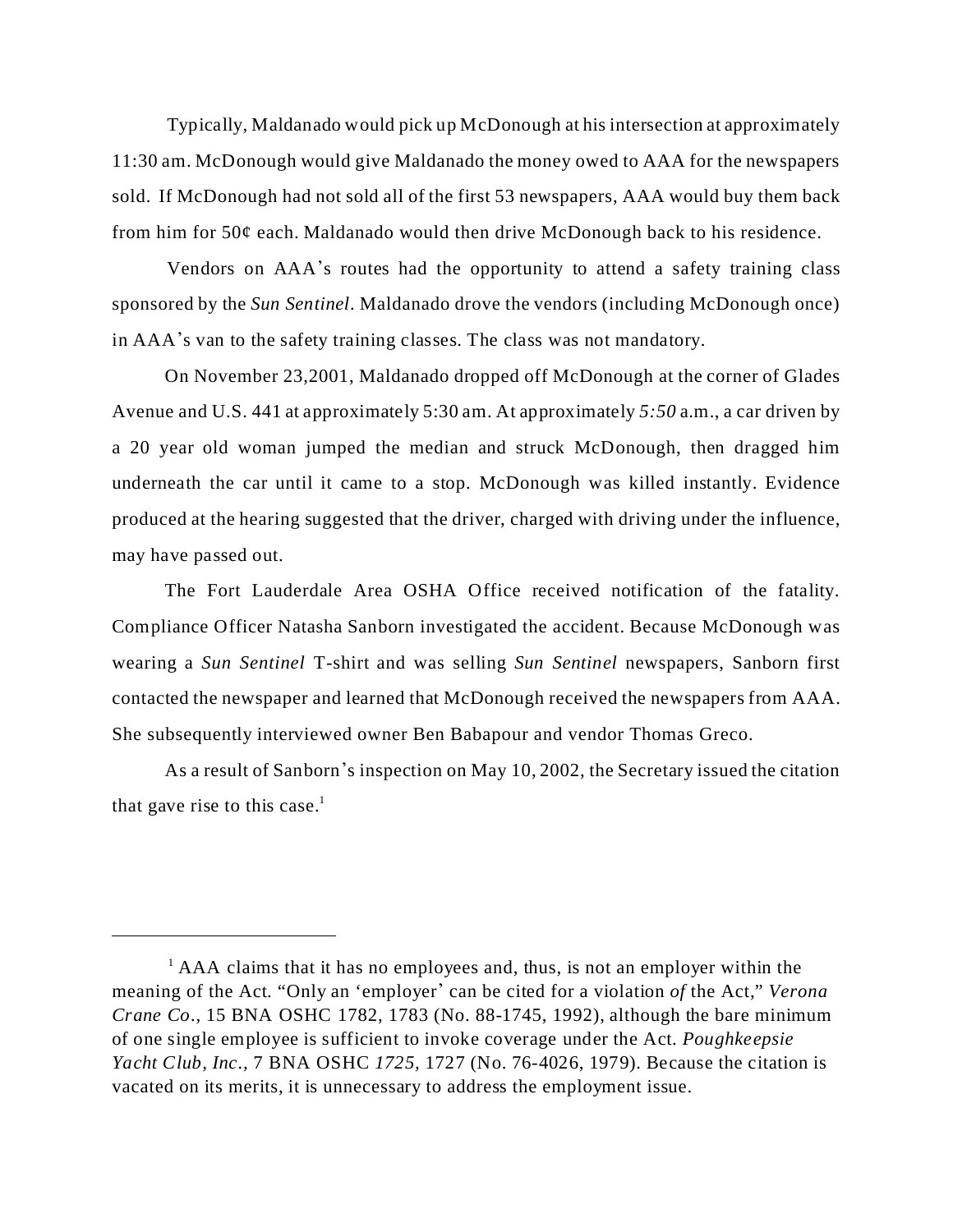Typically, Maldanado would pick up McDonough at his intersection at approximately 11:30 am. McDonough would give Maldanado the money owed to AAA for the newspapers sold. If McDonough had not sold all of the first 53 newspapers, AAA would buy them back from him for 50¢ each. Maldanado would then drive McDonough back to his residence.

Vendors on AAA's routes had the opportunity to attend a safety training class sponsored by the *Sun Sentinel*. Maldanado drove the vendors (including McDonough once) in AAA's van to the safety training classes. The class was not mandatory.

On November 23,2001, Maldanado dropped off McDonough at the corner of Glades Avenue and U.S. 441 at approximately 5:30 am. At approximately *5:50* a.m., a car driven by a 20 year old woman jumped the median and struck McDonough, then dragged him underneath the car until it came to a stop. McDonough was killed instantly. Evidence produced at the hearing suggested that the driver, charged with driving under the influence, may have passed out.

The Fort Lauderdale Area OSHA Office received notification of the fatality. Compliance Officer Natasha Sanborn investigated the accident. Because McDonough was wearing a *Sun Sentinel* T-shirt and was selling *Sun Sentinel* newspapers, Sanborn first contacted the newspaper and learned that McDonough received the newspapers from AAA. She subsequently interviewed owner Ben Babapour and vendor Thomas Greco.

As a result of Sanborn's inspection on May 10, 2002, the Secretary issued the citation that gave rise to this case.[1]

---

[1] AAA claims that it has no employees and, thus, is not an employer within the meaning of the Act. "Only an 'employer' can be cited for a violation *of* the Act," *Verona Crane Co*., 15 BNA OSHC 1782, 1783 (No. 88-1745, 1992), although the bare minimum of one single employee is sufficient to invoke coverage under the Act. *Poughkeepsie Yacht Club, Inc*., 7 BNA OSHC *1725,* 1727 (No. 76-4026, 1979). Because the citation is vacated on its merits, it is unnecessary to address the employment issue.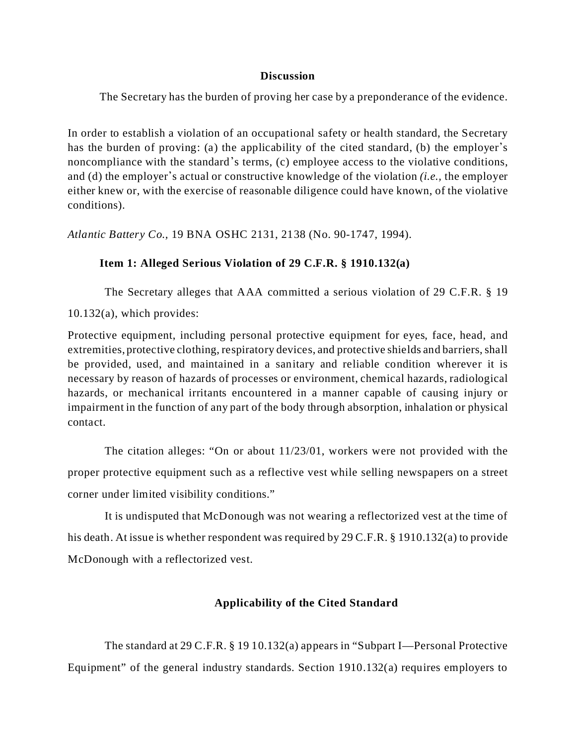## Discussion

The Secretary has the burden of proving her case by a preponderance of the evidence.

In order to establish a violation of an occupational safety or health standard, the Secretary has the burden of proving: (a) the applicability of the cited standard, (b) the employer's noncompliance with the standard's terms, (c) employee access to the violative conditions, and (d) the employer's actual or constructive knowledge of the violation *(i.e.,* the employer either knew or, with the exercise of reasonable diligence could have known, of the violative conditions).

*Atlantic Battery Co.,* 19 BNA OSHC 2131, 2138 (No. 90-1747, 1994).

### Item 1: Alleged Serious Violation of 29 C.F.R. § 1910.132(a)

The Secretary alleges that AAA committed a serious violation of 29 C.F.R. § 19 10.132(a), which provides:

Protective equipment, including personal protective equipment for eyes, face, head, and extremities, protective clothing, respiratory devices, and protective shields and barriers, shall be provided, used, and maintained in a sanitary and reliable condition wherever it is necessary by reason of hazards of processes or environment, chemical hazards, radiological hazards, or mechanical irritants encountered in a manner capable of causing injury or impairment in the function of any part of the body through absorption, inhalation or physical contact.

The citation alleges: "On or about 11/23/01, workers were not provided with the proper protective equipment such as a reflective vest while selling newspapers on a street corner under limited visibility conditions."

It is undisputed that McDonough was not wearing a reflectorized vest at the time of his death. At issue is whether respondent was required by 29 C.F.R. § 1910.132(a) to provide McDonough with a reflectorized vest.

### Applicability of the Cited Standard

The standard at 29 C.F.R. § 19 10.132(a) appears in "Subpart I—Personal Protective Equipment" of the general industry standards. Section 1910.132(a) requires employers to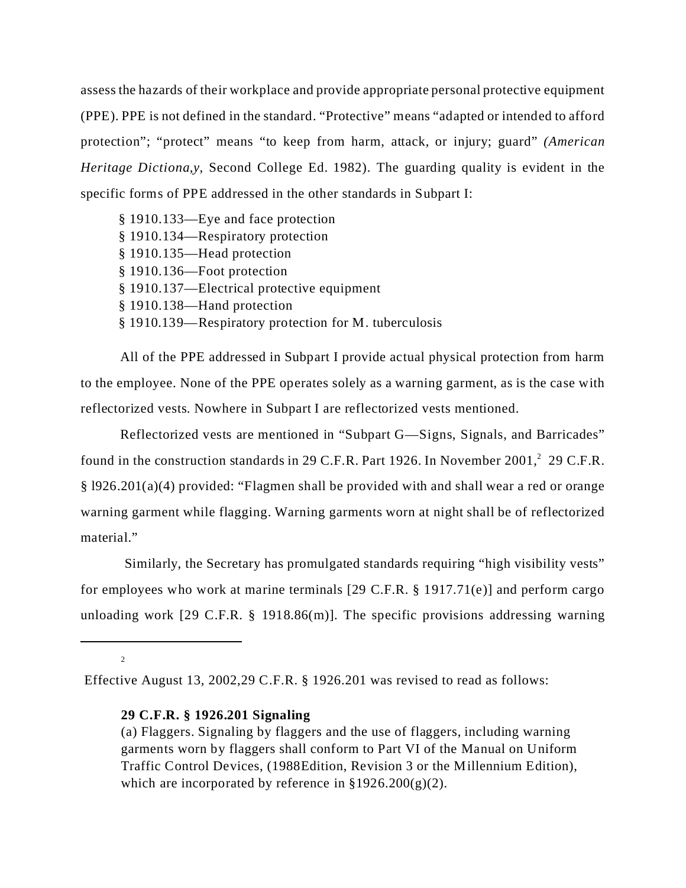assess the hazards of their workplace and provide appropriate personal protective equipment (PPE). PPE is not defined in the standard. "Protective" means "adapted or intended to afford protection"; "protect" means "to keep from harm, attack, or injury; guard" *(American Heritage Dictiona,y,* Second College Ed. 1982). The guarding quality is evident in the specific forms of PPE addressed in the other standards in Subpart I:

§ 1910.133—Eye and face protection
§ 1910.134—Respiratory protection
§ 1910.135—Head protection
§ 1910.136—Foot protection
§ 1910.137—Electrical protective equipment
§ 1910.138—Hand protection
§ 1910.139—Respiratory protection for M. tuberculosis

All of the PPE addressed in Subpart I provide actual physical protection from harm to the employee. None of the PPE operates solely as a warning garment, as is the case with reflectorized vests. Nowhere in Subpart I are reflectorized vests mentioned.

Reflectorized vests are mentioned in "Subpart G—Signs, Signals, and Barricades" found in the construction standards in 29 C.F.R. Part 1926. In November 2001,[2] 29 C.F.R. § l926.201(a)(4) provided: "Flagmen shall be provided with and shall wear a red or orange warning garment while flagging. Warning garments worn at night shall be of reflectorized material."

Similarly, the Secretary has promulgated standards requiring "high visibility vests" for employees who work at marine terminals [29 C.F.R. § 1917.71(e)] and perform cargo unloading work [29 C.F.R. § 1918.86(m)]. The specific provisions addressing warning

---

[2] Effective August 13, 2002,29 C.F.R. § 1926.201 was revised to read as follows:

**29 C.F.R. § 1926.201 Signaling**
(a) Flaggers. Signaling by flaggers and the use of flaggers, including warning garments worn by flaggers shall conform to Part VI of the Manual on Uniform Traffic Control Devices, (1988Edition, Revision 3 or the Millennium Edition), which are incorporated by reference in §1926.200(g)(2).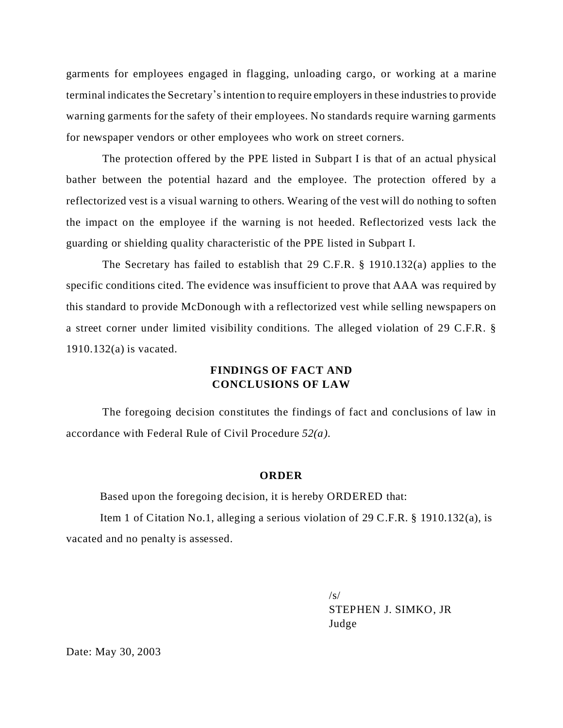garments for employees engaged in flagging, unloading cargo, or working at a marine terminal indicates the Secretary's intention to require employers in these industries to provide warning garments for the safety of their employees. No standards require warning garments for newspaper vendors or other employees who work on street corners.

The protection offered by the PPE listed in Subpart I is that of an actual physical bather between the potential hazard and the employee. The protection offered by a reflectorized vest is a visual warning to others. Wearing of the vest will do nothing to soften the impact on the employee if the warning is not heeded. Reflectorized vests lack the guarding or shielding quality characteristic of the PPE listed in Subpart I.

The Secretary has failed to establish that 29 C.F.R. § 1910.132(a) applies to the specific conditions cited. The evidence was insufficient to prove that AAA was required by this standard to provide McDonough with a reflectorized vest while selling newspapers on a street corner under limited visibility conditions. The alleged violation of 29 C.F.R. § 1910.132(a) is vacated.

## FINDINGS OF FACT AND CONCLUSIONS OF LAW

The foregoing decision constitutes the findings of fact and conclusions of law in accordance with Federal Rule of Civil Procedure *52(a)*.

## ORDER

Based upon the foregoing decision, it is hereby ORDERED that:

Item 1 of Citation No.1, alleging a serious violation of 29 C.F.R. § 1910.132(a), is vacated and no penalty is assessed.

/s/
STEPHEN J. SIMKO, JR
Judge

Date: May 30, 2003